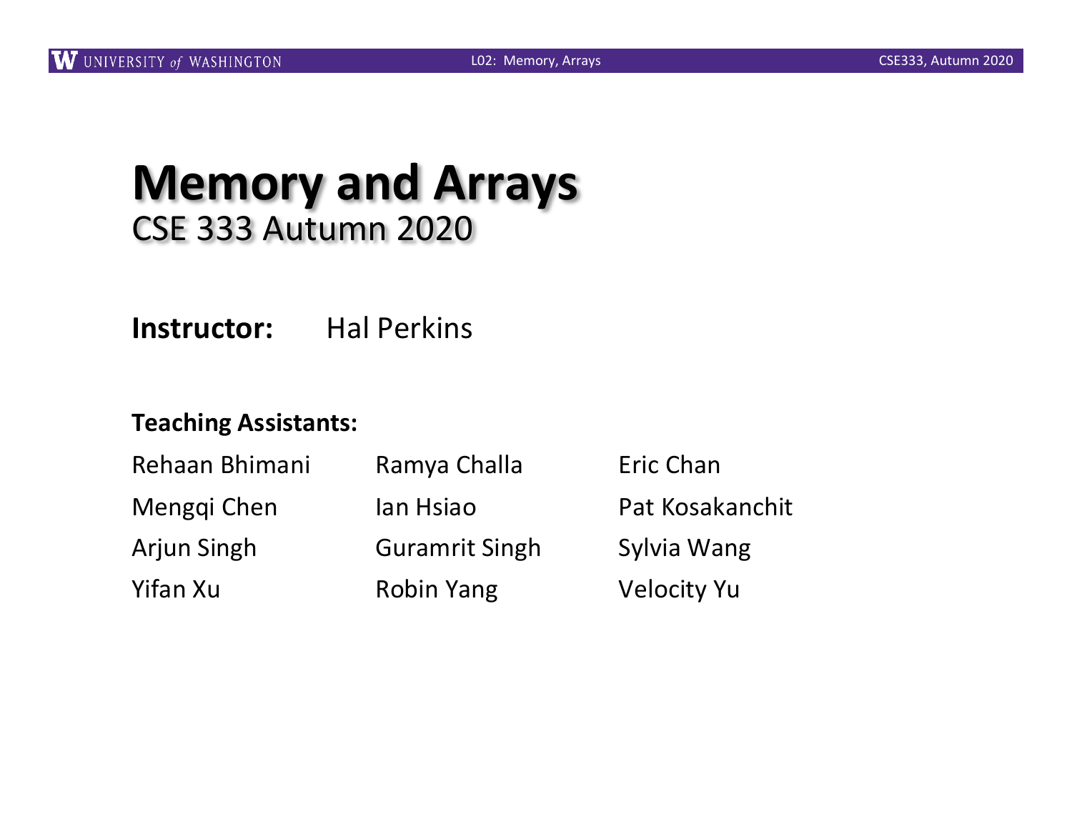# Memory and Arrays

## CSE 333 Autumn 2020

**Instructor:** Hal Perkins

**Teaching Assistants:**

| | | |
|---|---|---|
| Rehaan Bhimani | Ramya Challa | Eric Chan |
| Mengqi Chen | Ian Hsiao | Pat Kosakanchit |
| Arjun Singh | Guramrit Singh | Sylvia Wang |
| Yifan Xu | Robin Yang | Velocity Yu |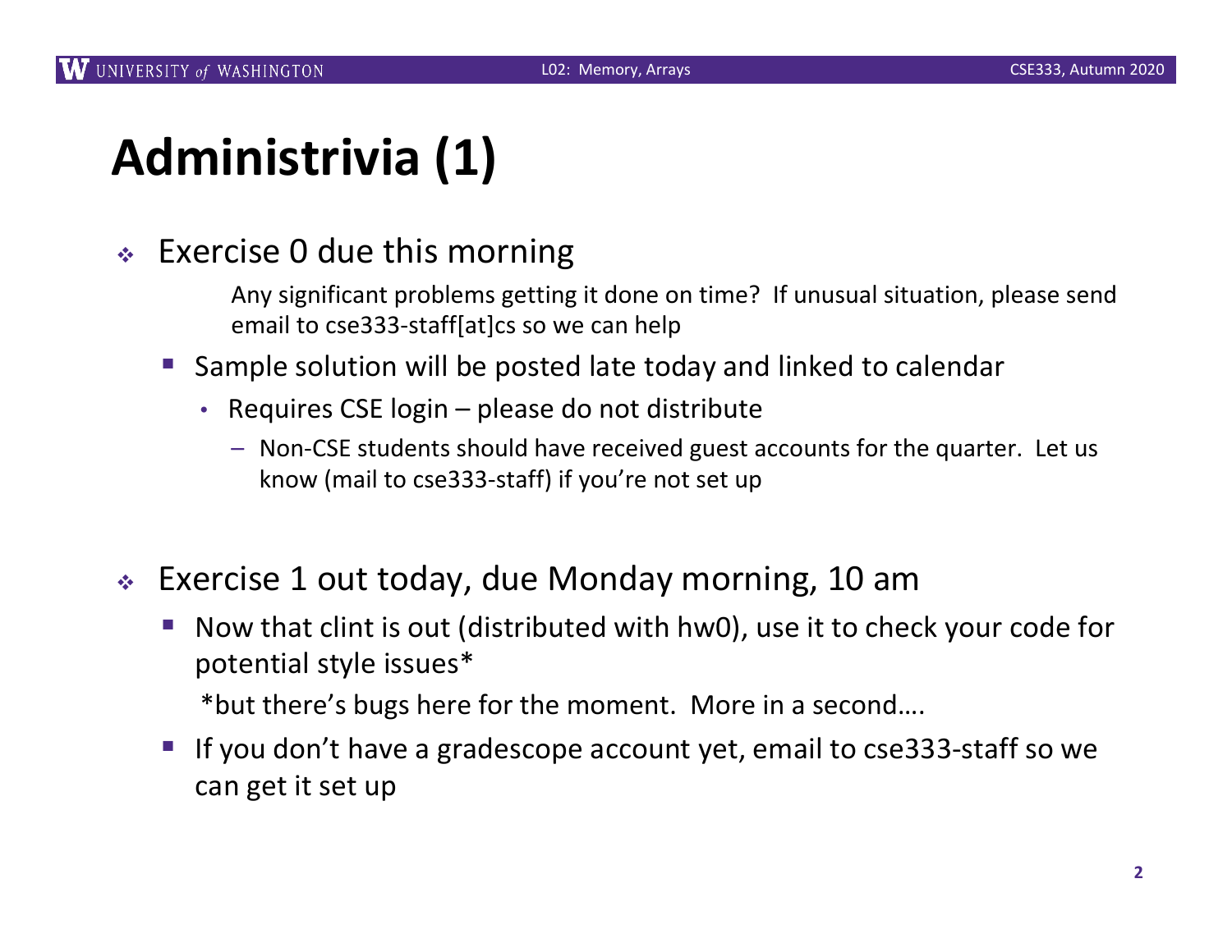# Administrivia (1)

- Exercise 0 due this morning

  Any significant problems getting it done on time? If unusual situation, please send email to cse333-staff[at]cs so we can help

  - Sample solution will be posted late today and linked to calendar
    - Requires CSE login – please do not distribute
      - Non-CSE students should have received guest accounts for the quarter. Let us know (mail to cse333-staff) if you're not set up

- Exercise 1 out today, due Monday morning, 10 am
  - Now that clint is out (distributed with hw0), use it to check your code for potential style issues*

    *but there's bugs here for the moment. More in a second….
  - If you don't have a gradescope account yet, email to cse333-staff so we can get it set up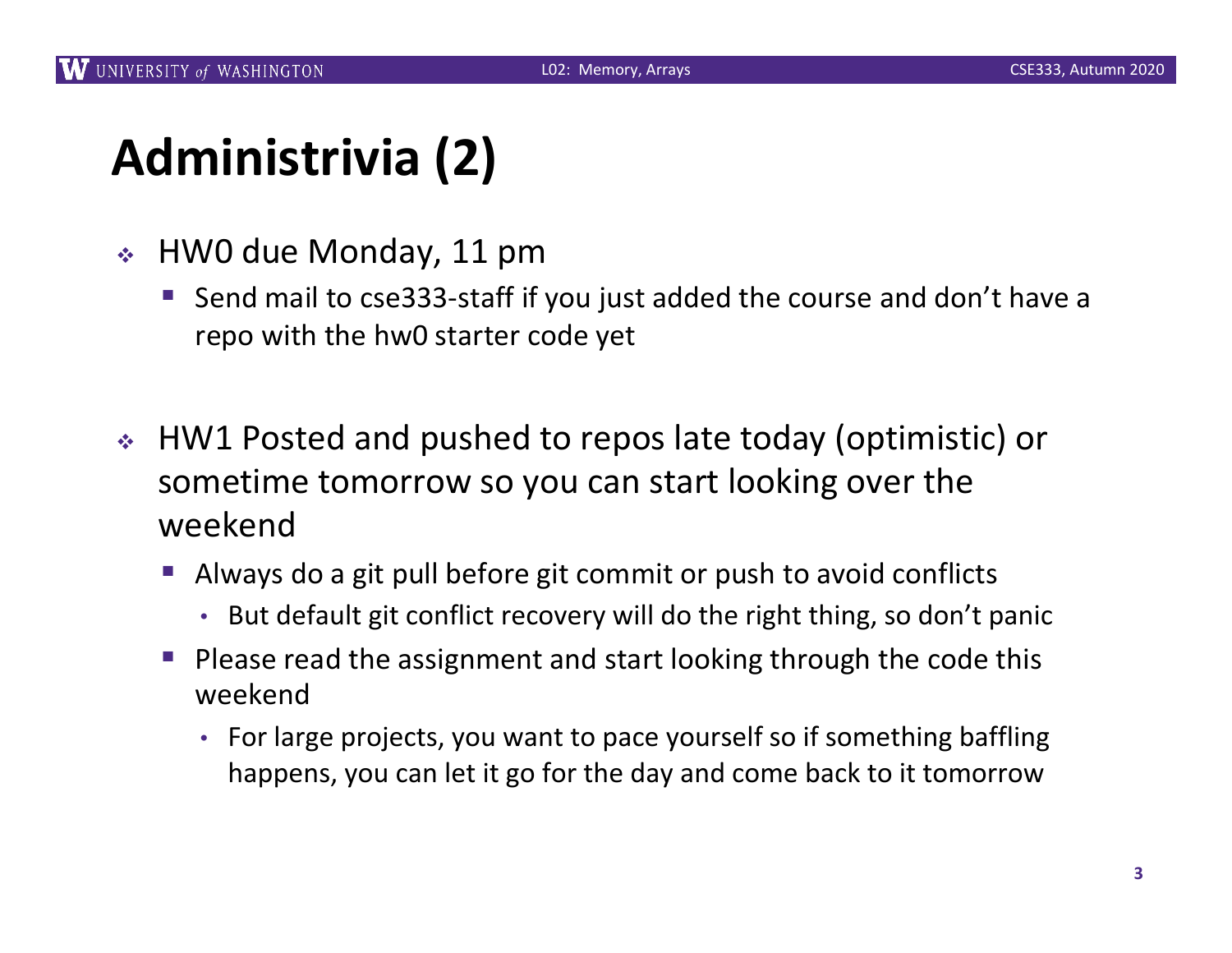# Administrivia (2)

- HW0 due Monday, 11 pm
  - Send mail to cse333-staff if you just added the course and don't have a repo with the hw0 starter code yet

- HW1 Posted and pushed to repos late today (optimistic) or sometime tomorrow so you can start looking over the weekend
  - Always do a git pull before git commit or push to avoid conflicts
    - But default git conflict recovery will do the right thing, so don't panic
  - Please read the assignment and start looking through the code this weekend
    - For large projects, you want to pace yourself so if something baffling happens, you can let it go for the day and come back to it tomorrow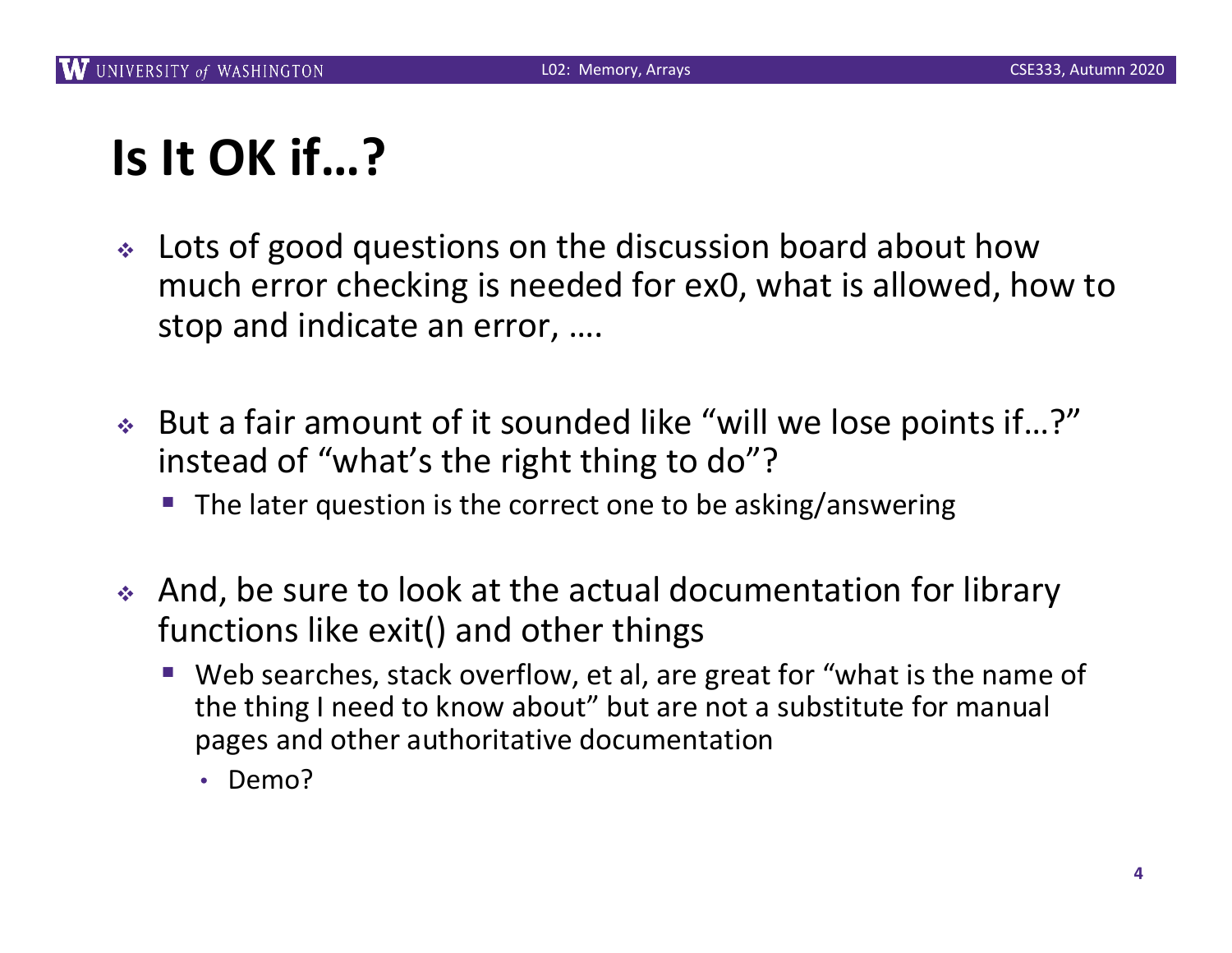# Is It OK if…?

- Lots of good questions on the discussion board about how much error checking is needed for ex0, what is allowed, how to stop and indicate an error, ….

- But a fair amount of it sounded like "will we lose points if…?" instead of "what's the right thing to do"?
  - The later question is the correct one to be asking/answering

- And, be sure to look at the actual documentation for library functions like exit() and other things
  - Web searches, stack overflow, et al, are great for "what is the name of the thing I need to know about" but are not a substitute for manual pages and other authoritative documentation
    - Demo?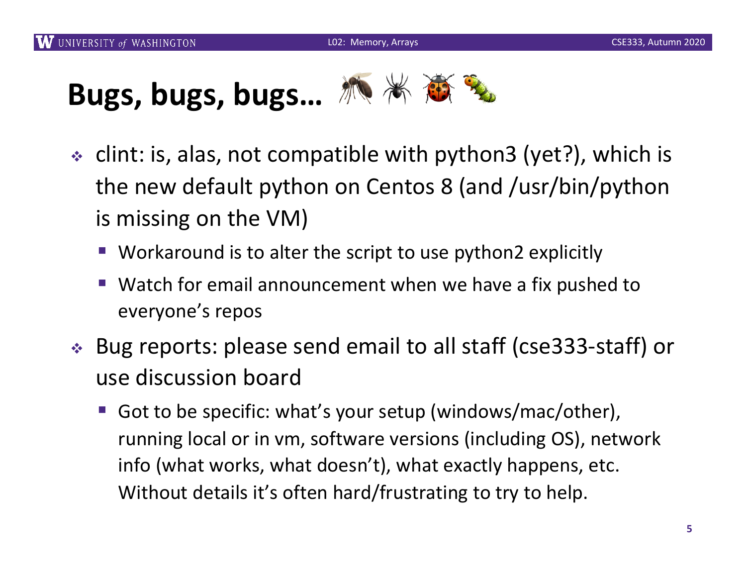# Bugs, bugs, bugs… 🦟 🕷 🐞 🐛

- clint: is, alas, not compatible with python3 (yet?), which is the new default python on Centos 8 (and /usr/bin/python is missing on the VM)
  - Workaround is to alter the script to use python2 explicitly
  - Watch for email announcement when we have a fix pushed to everyone's repos
- Bug reports: please send email to all staff (cse333-staff) or use discussion board
  - Got to be specific: what's your setup (windows/mac/other), running local or in vm, software versions (including OS), network info (what works, what doesn't), what exactly happens, etc. Without details it's often hard/frustrating to try to help.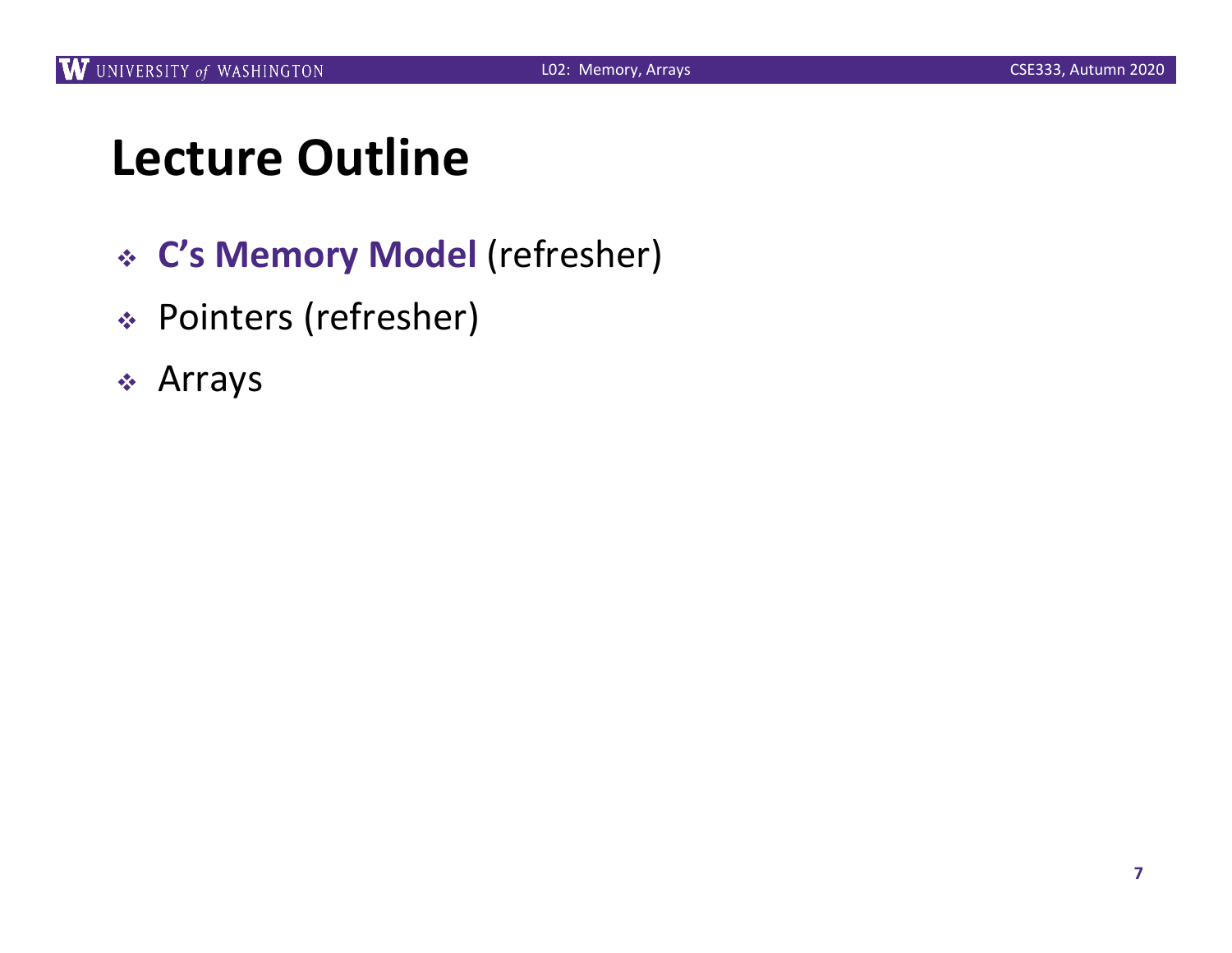# Lecture Outline

- **C's Memory Model** (refresher)
- Pointers (refresher)
- Arrays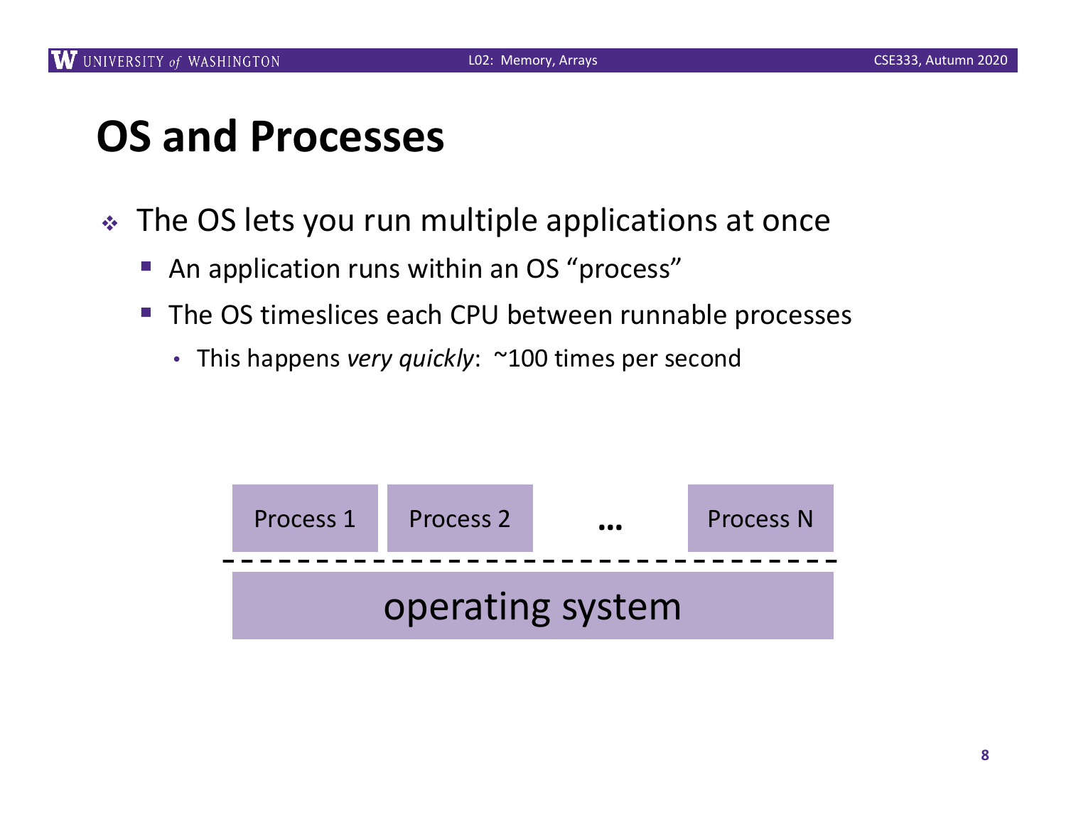# OS and Processes

- The OS lets you run multiple applications at once
  - An application runs within an OS "process"
  - The OS timeslices each CPU between runnable processes
    - This happens *very quickly*: ~100 times per second

Process 1 | Process 2 | ... | Process N

operating system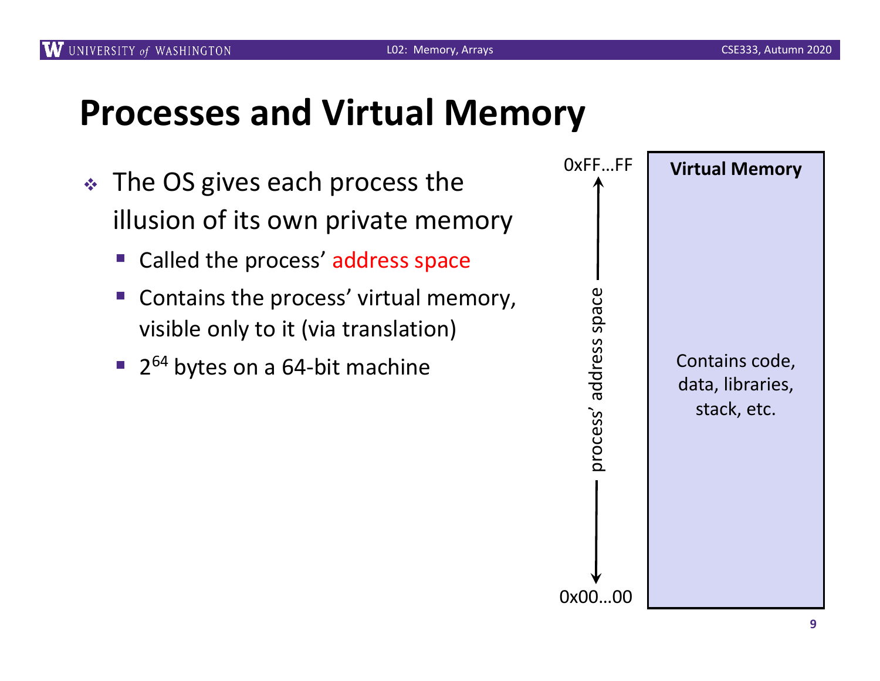# Processes and Virtual Memory

- The OS gives each process the illusion of its own private memory
  - Called the process' address space
  - Contains the process' virtual memory, visible only to it (via translation)
  - $2^{64}$ bytes on a 64-bit machine

0xFF…FF

process' address space

0x00…00

**Virtual Memory**

Contains code, data, libraries, stack, etc.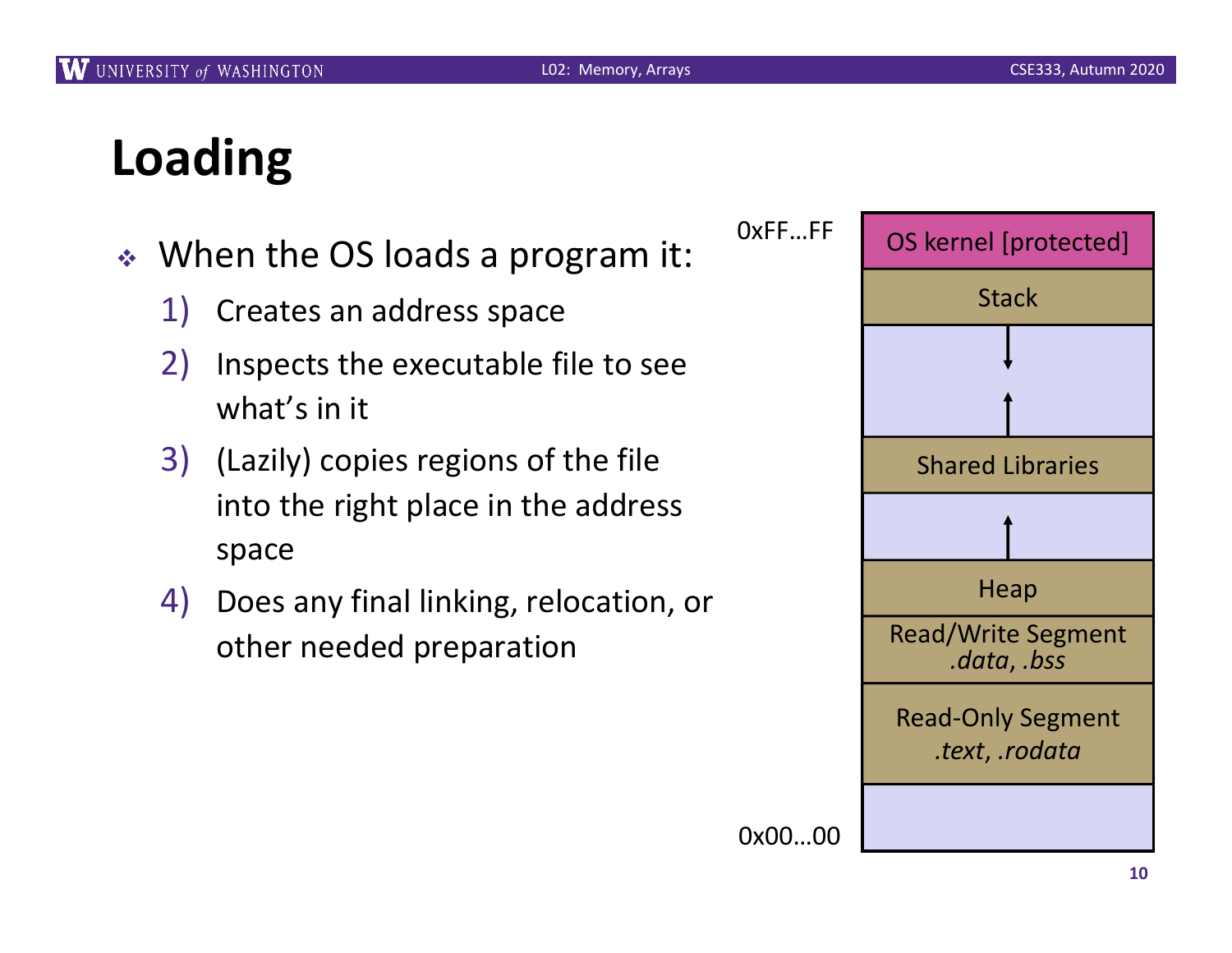# Loading

- When the OS loads a program it:
  1) Creates an address space
  2) Inspects the executable file to see what's in it
  3) (Lazily) copies regions of the file into the right place in the address space
  4) Does any final linking, relocation, or other needed preparation

0xFF…FF

| |
|---|
| OS kernel [protected] |
| Stack |
| ↓ ↑ |
| Shared Libraries |
| ↑ |
| Heap |
| Read/Write Segment *.data*, *.bss* |
| Read-Only Segment *.text*, *.rodata* |
| |

0x00…00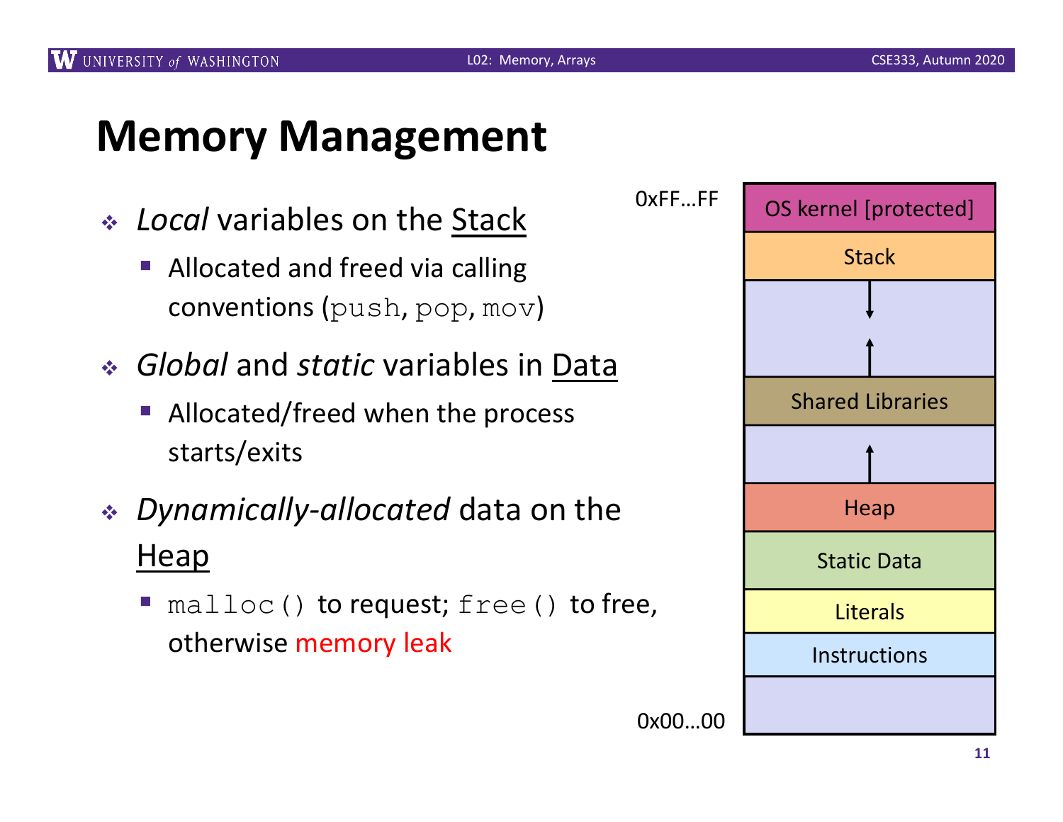# Memory Management

- *Local* variables on the Stack
  - Allocated and freed via calling conventions (`push`, `pop`, `mov`)
- *Global* and *static* variables in Data
  - Allocated/freed when the process starts/exits
- *Dynamically-allocated* data on the Heap
  - `malloc()` to request; `free()` to free, otherwise memory leak

| Address | Segment |
|---|---|
| 0xFF…FF | OS kernel [protected] |
| | Stack |
| | ↓ ↑ |
| | Shared Libraries |
| | ↑ |
| | Heap |
| | Static Data |
| | Literals |
| | Instructions |
| 0x00…00 | |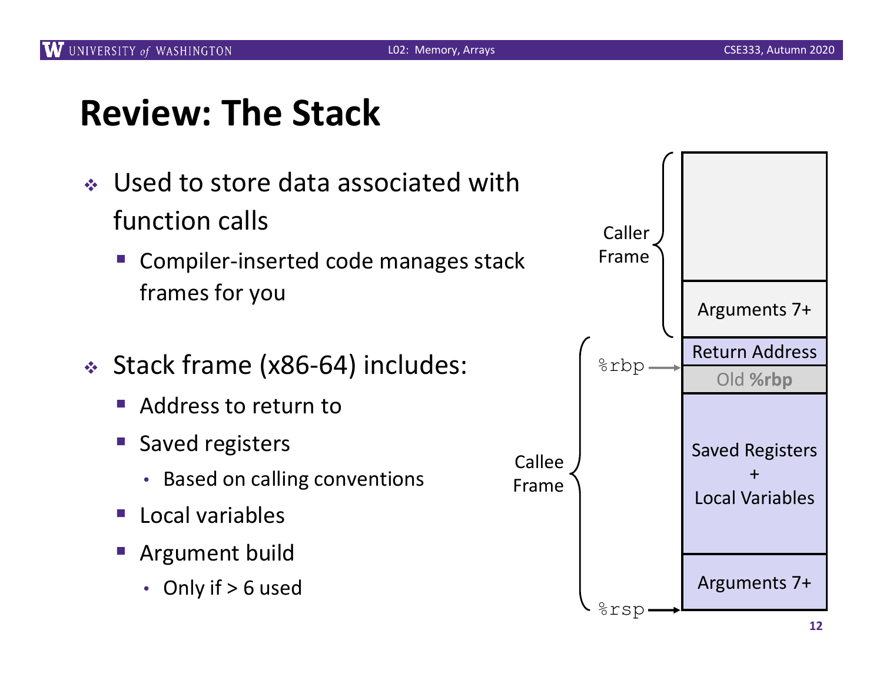# Review: The Stack

- Used to store data associated with function calls
  - Compiler-inserted code manages stack frames for you
- Stack frame (x86-64) includes:
  - Address to return to
  - Saved registers
    - Based on calling conventions
  - Local variables
  - Argument build
    - Only if > 6 used

Caller Frame: | Arguments 7+ |

Callee Frame: | Return Address | Old %rbp (← %rbp) | Saved Registers + Local Variables | Arguments 7+ (← %rsp) |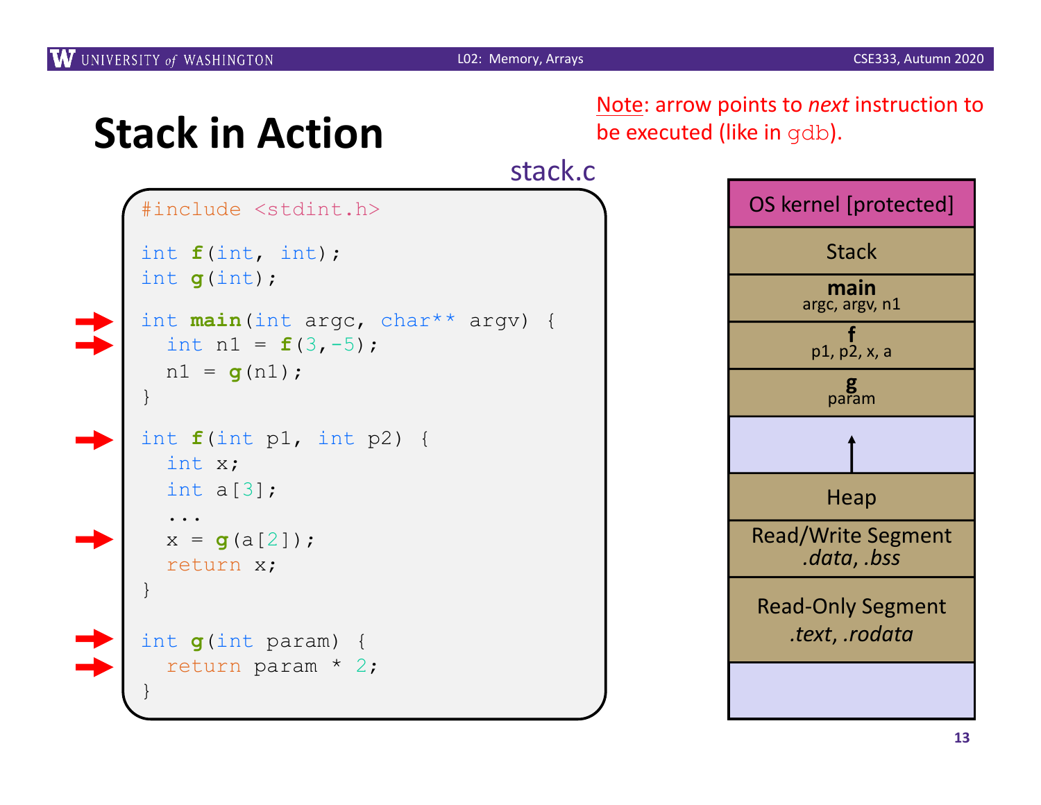# Stack in Action

Note: arrow points to *next* instruction to be executed (like in gdb).

stack.c

```c
#include <stdint.h>

int f(int, int);
int g(int);

int main(int argc, char** argv) {
  int n1 = f(3,-5);
  n1 = g(n1);
}

int f(int p1, int p2) {
  int x;
  int a[3];
  ...
  x = g(a[2]);
  return x;
}

int g(int param) {
  return param * 2;
}
```

| OS kernel [protected] |
|---|
| Stack |
| **main** argc, argv, n1 |
| **f** p1, p2, x, a |
| **g** param |
| ↑ |
| Heap |
| Read/Write Segment *.data*, *.bss* |
| Read-Only Segment *.text*, *.rodata* |
| |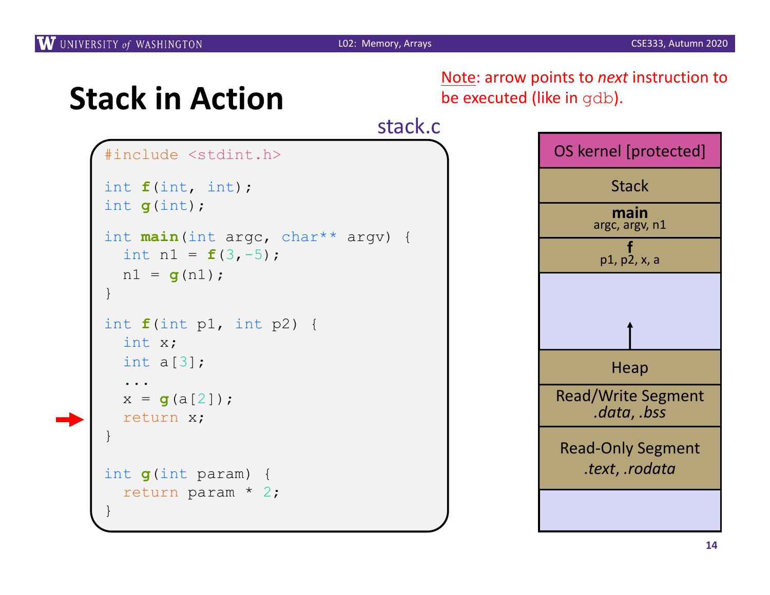# Stack in Action

Note: arrow points to *next* instruction to be executed (like in gdb).

stack.c

```c
#include <stdint.h>

int f(int, int);
int g(int);

int main(int argc, char** argv) {
  int n1 = f(3,-5);
  n1 = g(n1);
}

int f(int p1, int p2) {
  int x;
  int a[3];
  ...
  x = g(a[2]);
  return x;      // <- arrow
}

int g(int param) {
  return param * 2;
}
```

| |
|---|
| OS kernel [protected] |
| Stack |
| **main** argc, argv, n1 |
| **f** p1, p2, x, a |
| ↑ |
| Heap |
| Read/Write Segment *.data*, *.bss* |
| Read-Only Segment *.text*, *.rodata* |
| |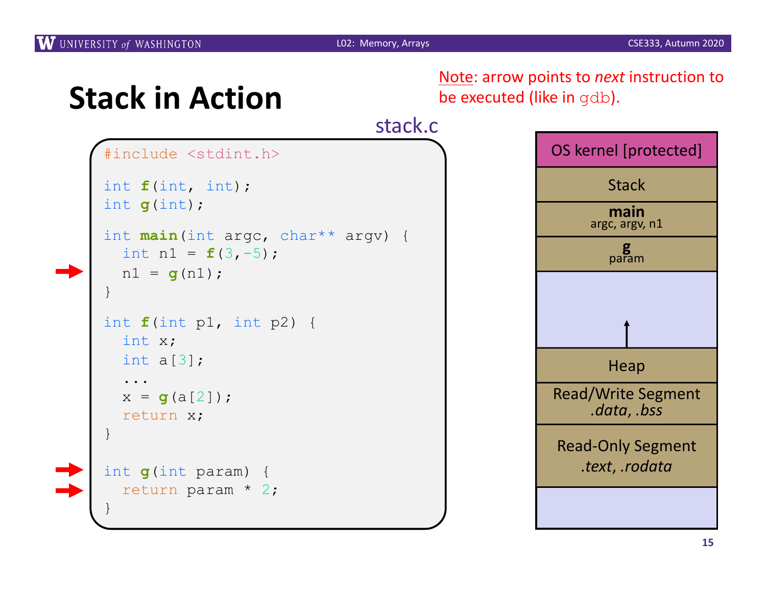# Stack in Action

Note: arrow points to *next* instruction to be executed (like in gdb).

stack.c

```c
#include <stdint.h>

int f(int, int);
int g(int);

int main(int argc, char** argv) {
  int n1 = f(3,-5);
  n1 = g(n1);
}

int f(int p1, int p2) {
  int x;
  int a[3];
  ...
  x = g(a[2]);
  return x;
}

int g(int param) {
  return param * 2;
}
```

| OS kernel [protected] |
|---|
| Stack |
| **main** argc, argv, n1 |
| **g** param |
| |
| Heap |
| Read/Write Segment *.data*, *.bss* |
| Read-Only Segment *.text*, *.rodata* |
| |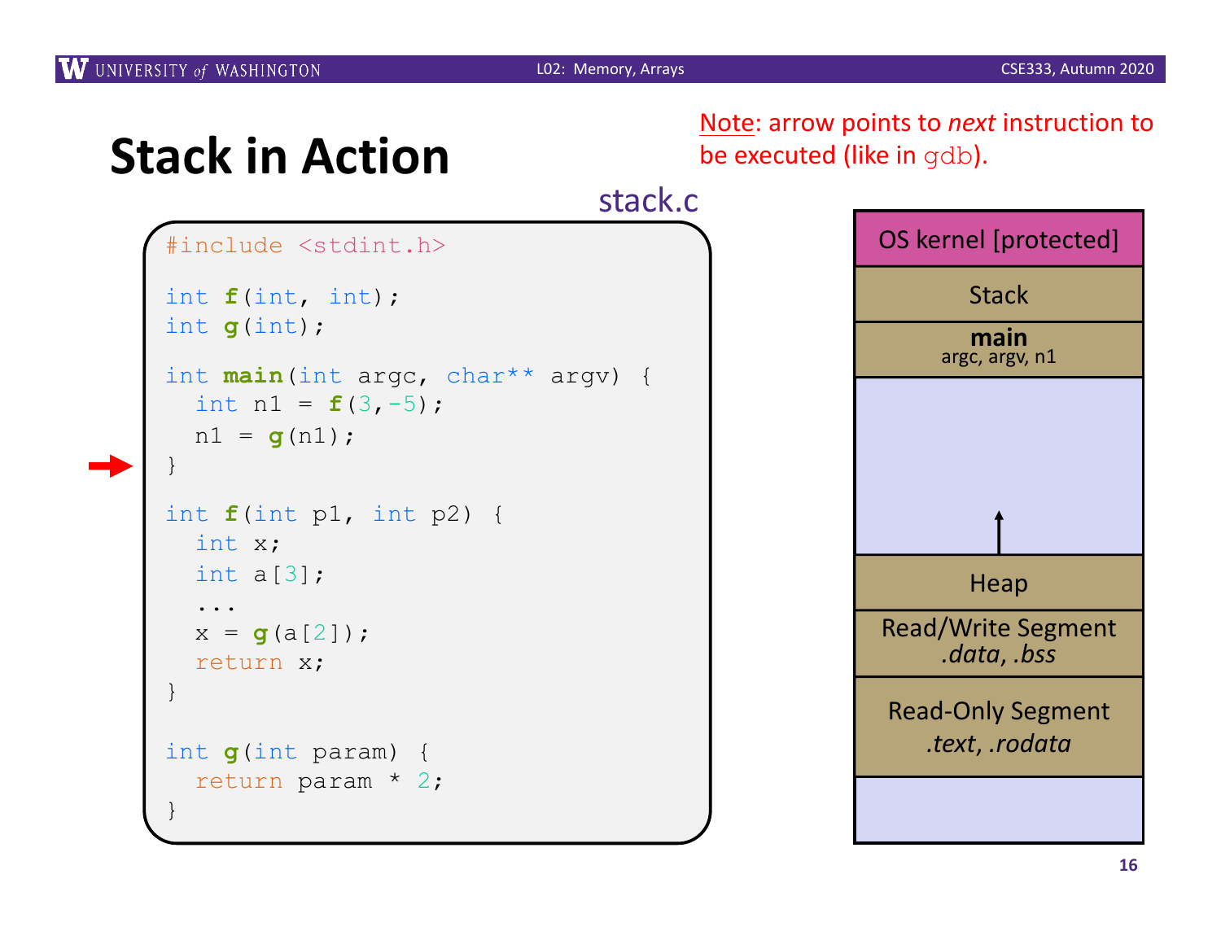# Stack in Action

Note: arrow points to *next* instruction to be executed (like in gdb).

stack.c

```
#include <stdint.h>

int f(int, int);
int g(int);

int main(int argc, char** argv) {
  int n1 = f(3,-5);
  n1 = g(n1);
}   <-- (arrow)

int f(int p1, int p2) {
  int x;
  int a[3];
  ...
  x = g(a[2]);
  return x;
}

int g(int param) {
  return param * 2;
}
```

| OS kernel [protected] |
|---|
| Stack |
| **main** argc, argv, n1 |
| |
| Heap |
| Read/Write Segment *.data*, *.bss* |
| Read-Only Segment *.text*, *.rodata* |
| |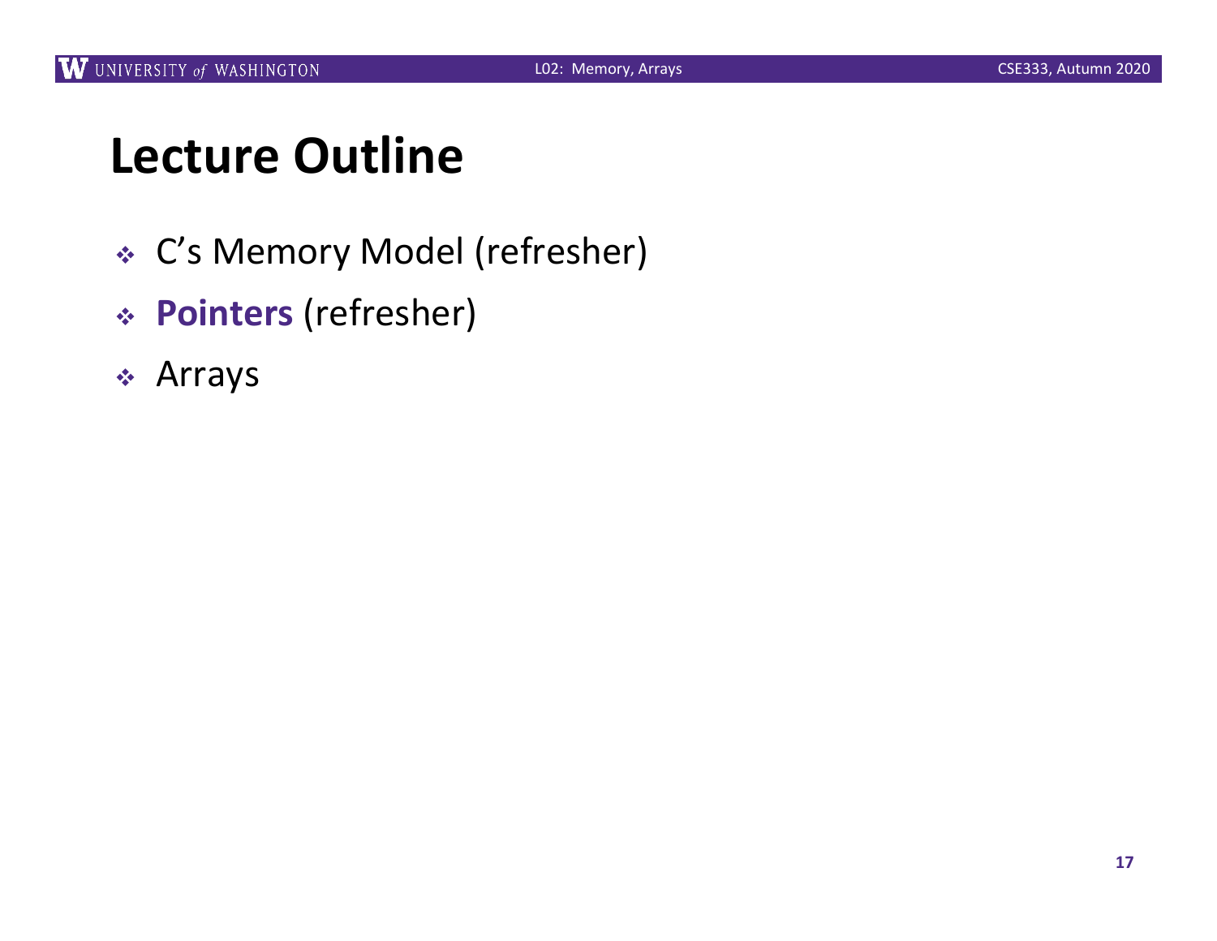# Lecture Outline

- C's Memory Model (refresher)
- **Pointers** (refresher)
- Arrays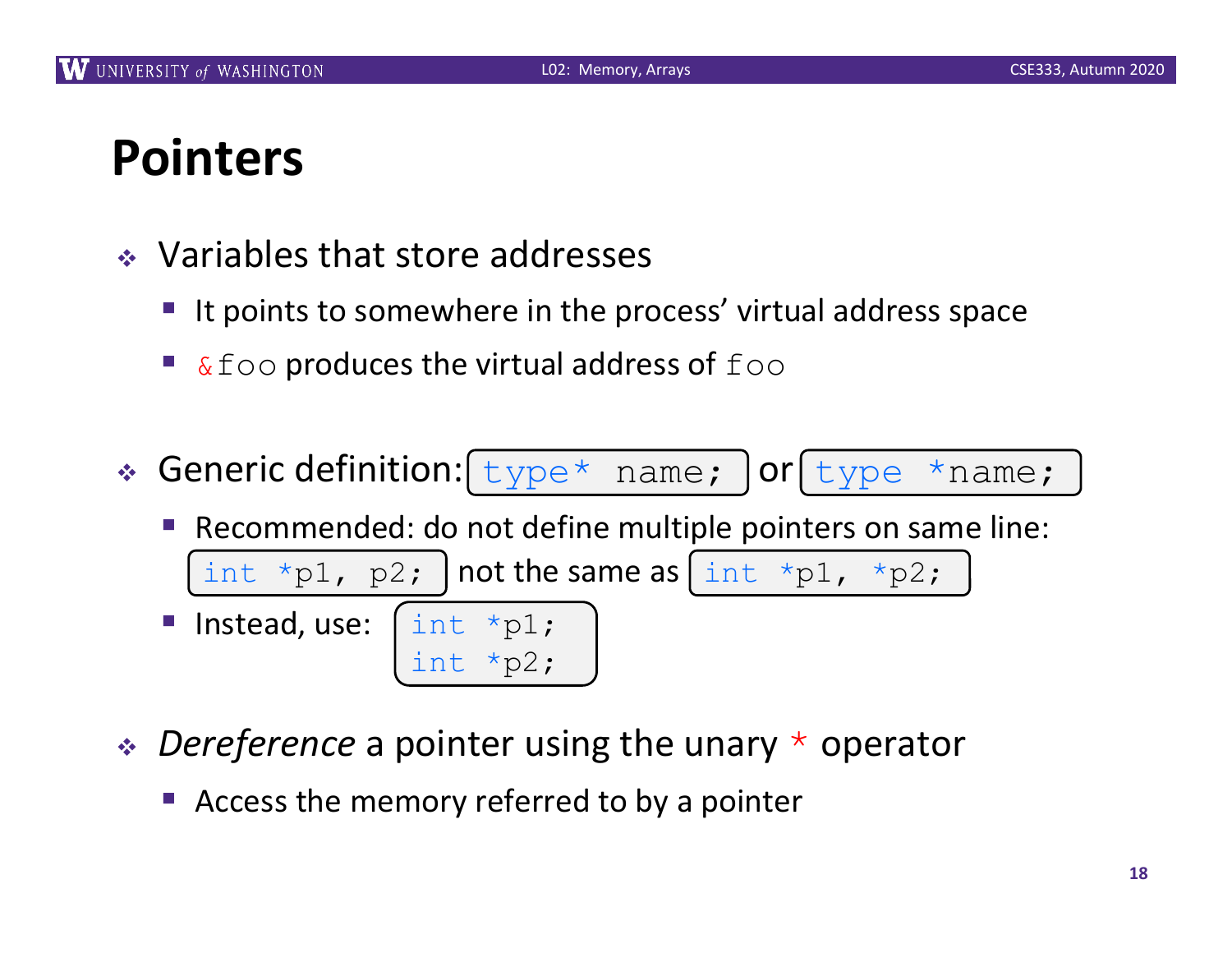# Pointers

- Variables that store addresses
  - It points to somewhere in the process' virtual address space
  - `&foo` produces the virtual address of `foo`

- Generic definition: `type* name;` or `type *name;`
  - Recommended: do not define multiple pointers on same line: `int *p1, p2;` not the same as `int *p1, *p2;`
  - Instead, use:

```
int *p1;
int *p2;
```

- *Dereference* a pointer using the unary `*` operator
  - Access the memory referred to by a pointer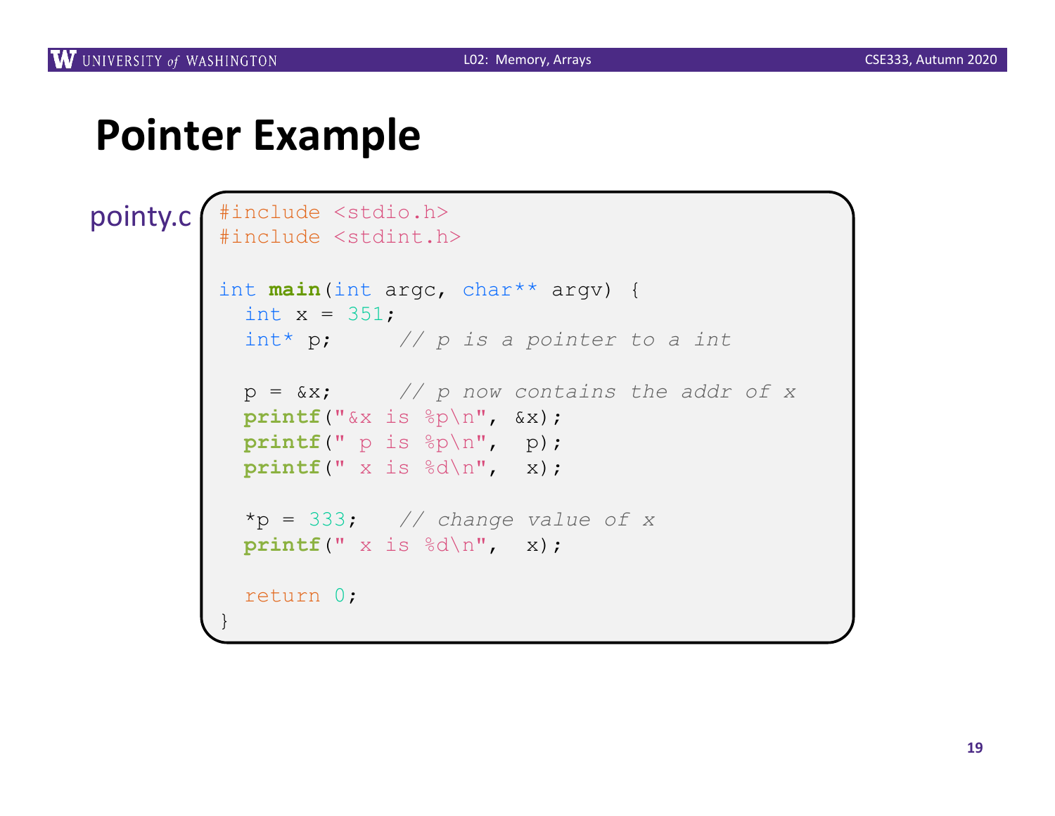# Pointer Example

pointy.c

```c
#include <stdio.h>
#include <stdint.h>

int main(int argc, char** argv) {
  int x = 351;
  int* p;      // p is a pointer to a int

  p = &x;      // p now contains the addr of x
  printf("&x is %p\n", &x);
  printf(" p is %p\n",  p);
  printf(" x is %d\n",  x);

  *p = 333;    // change value of x
  printf(" x is %d\n",  x);

  return 0;
}
```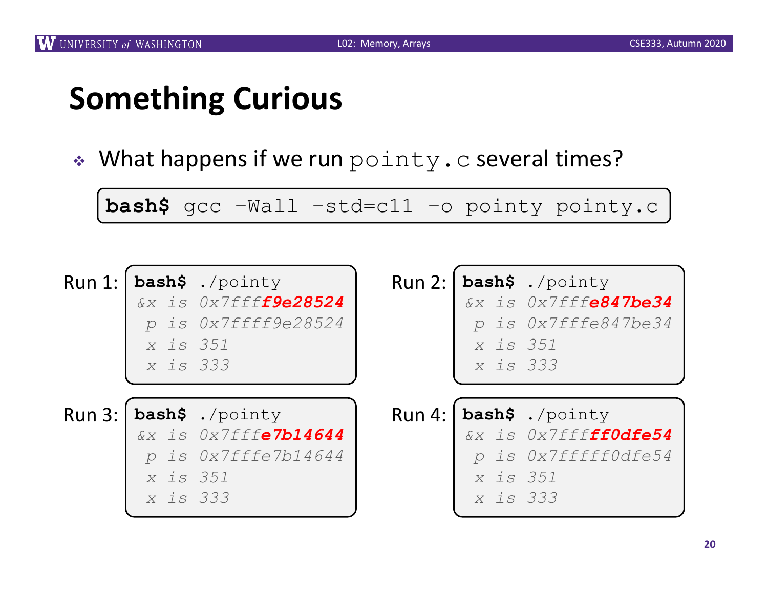# Something Curious

- What happens if we run `pointy.c` several times?

```
bash$ gcc -Wall -std=c11 -o pointy pointy.c
```

Run 1:

```
bash$ ./pointy
&x is 0x7ffff9e28524
 p is 0x7ffff9e28524
 x is 351
 x is 333
```

Run 2:

```
bash$ ./pointy
&x is 0x7fffe847be34
 p is 0x7fffe847be34
 x is 351
 x is 333
```

Run 3:

```
bash$ ./pointy
&x is 0x7fffe7b14644
 p is 0x7fffe7b14644
 x is 351
 x is 333
```

Run 4:

```
bash$ ./pointy
&x is 0x7fffff0dfe54
 p is 0x7fffff0dfe54
 x is 351
 x is 333
```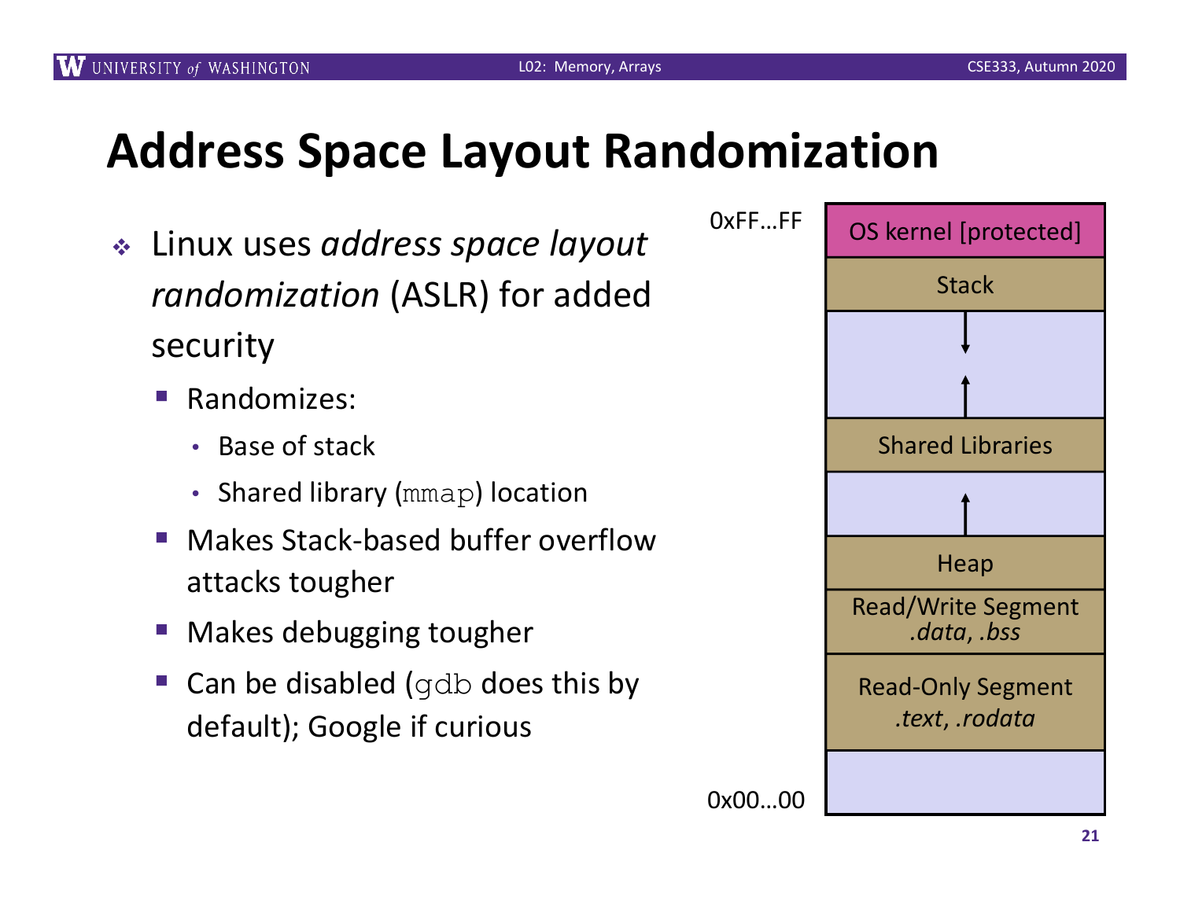# Address Space Layout Randomization

- Linux uses *address space layout randomization* (ASLR) for added security
  - Randomizes:
    - Base of stack
    - Shared library (`mmap`) location
  - Makes Stack-based buffer overflow attacks tougher
  - Makes debugging tougher
  - Can be disabled (`gdb` does this by default); Google if curious

| Address | Segment |
| --- | --- |
| 0xFF…FF | OS kernel [protected] |
| | Stack |
| | |
| | Shared Libraries |
| | |
| | Heap |
| | Read/Write Segment *.data*, *.bss* |
| | Read-Only Segment *.text*, *.rodata* |
| 0x00…00 | |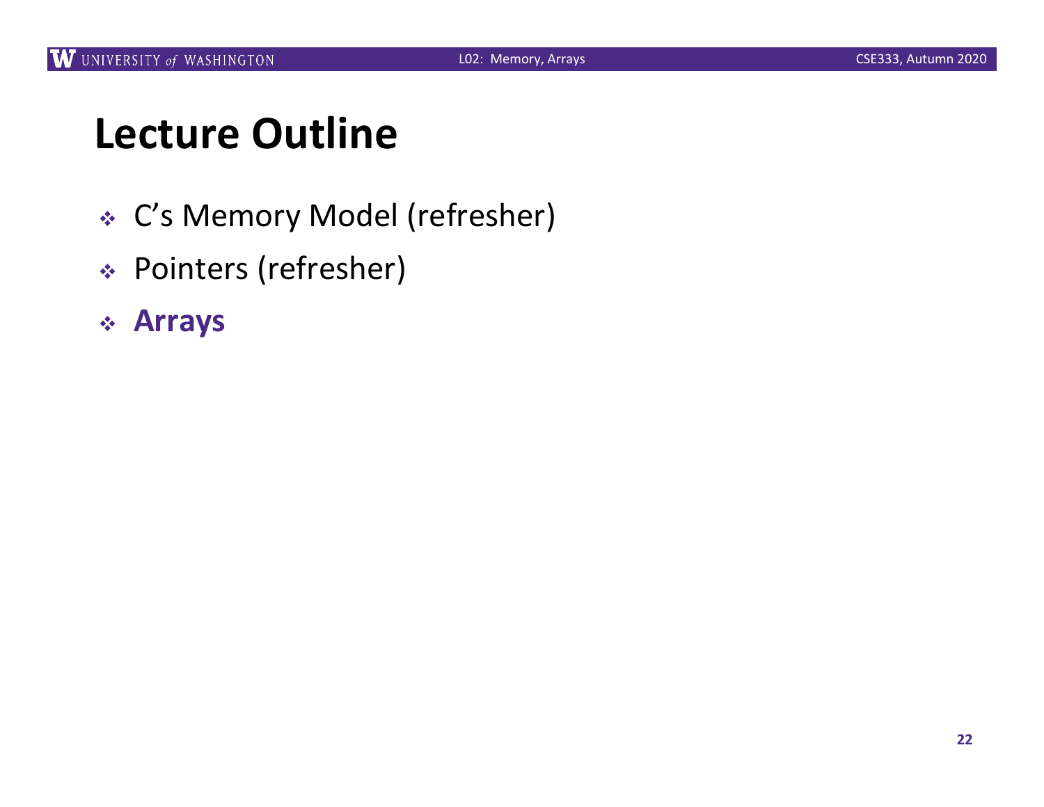# Lecture Outline

- C's Memory Model (refresher)
- Pointers (refresher)
- **Arrays**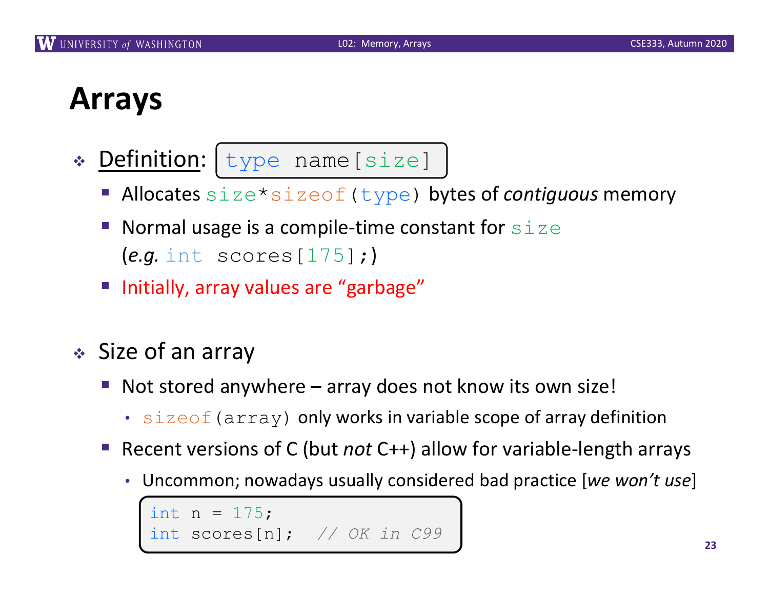# Arrays

- **Definition**: `type name[size]`
  - Allocates `size*sizeof(type)` bytes of *contiguous* memory
  - Normal usage is a compile-time constant for `size` (*e.g.* `int scores[175];`)
  - Initially, array values are "garbage"

- Size of an array
  - Not stored anywhere – array does not know its own size!
    - `sizeof(array)` only works in variable scope of array definition
  - Recent versions of C (but *not* C++) allow for variable-length arrays
    - Uncommon; nowadays usually considered bad practice [*we won't use*]

```
int n = 175;
int scores[n];  // OK in C99
```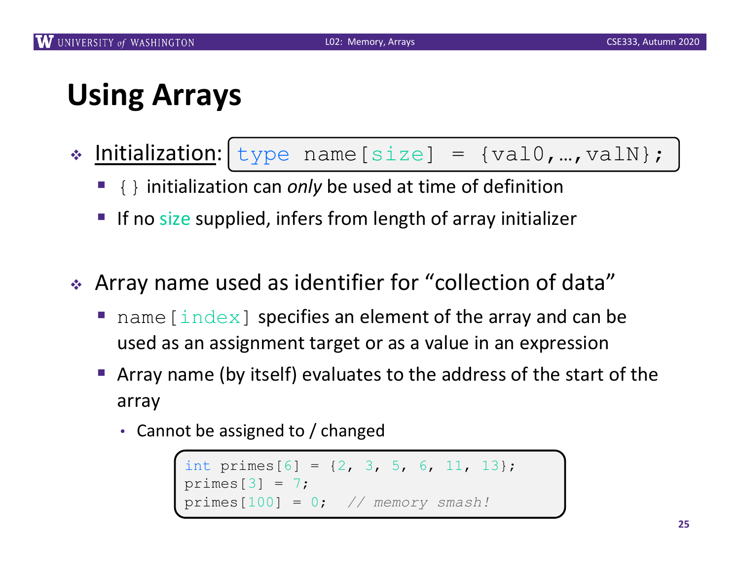# Using Arrays

- Initialization: `type name[size] = {val0,…,valN};`
  - `{}` initialization can *only* be used at time of definition
  - If no size supplied, infers from length of array initializer

- Array name used as identifier for "collection of data"
  - `name[index]` specifies an element of the array and can be used as an assignment target or as a value in an expression
  - Array name (by itself) evaluates to the address of the start of the array
    - Cannot be assigned to / changed

```
int primes[6] = {2, 3, 5, 6, 11, 13};
primes[3] = 7;
primes[100] = 0;  // memory smash!
```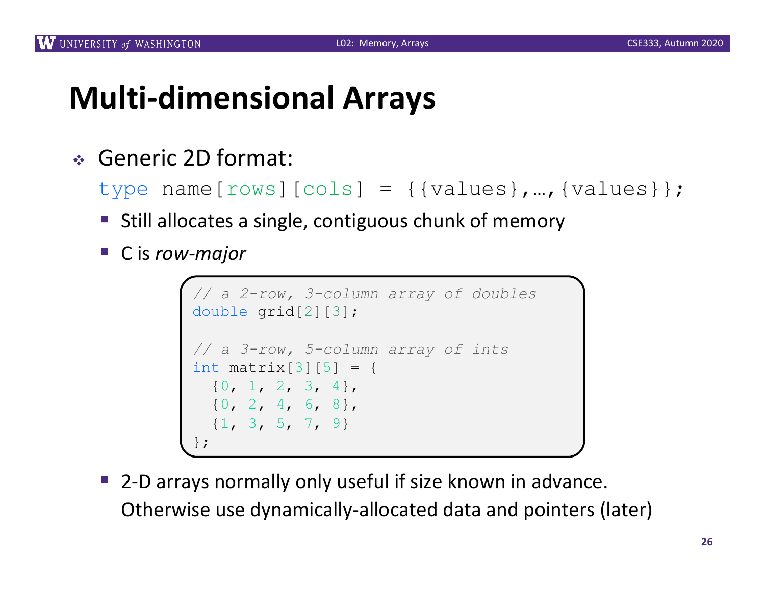# Multi-dimensional Arrays

- Generic 2D format:

  `type name[rows][cols] = {{values},…,{values}};`

  - Still allocates a single, contiguous chunk of memory
  - C is *row-major*

```c
// a 2-row, 3-column array of doubles
double grid[2][3];

// a 3-row, 5-column array of ints
int matrix[3][5] = {
  {0, 1, 2, 3, 4},
  {0, 2, 4, 6, 8},
  {1, 3, 5, 7, 9}
};
```

  - 2-D arrays normally only useful if size known in advance. Otherwise use dynamically-allocated data and pointers (later)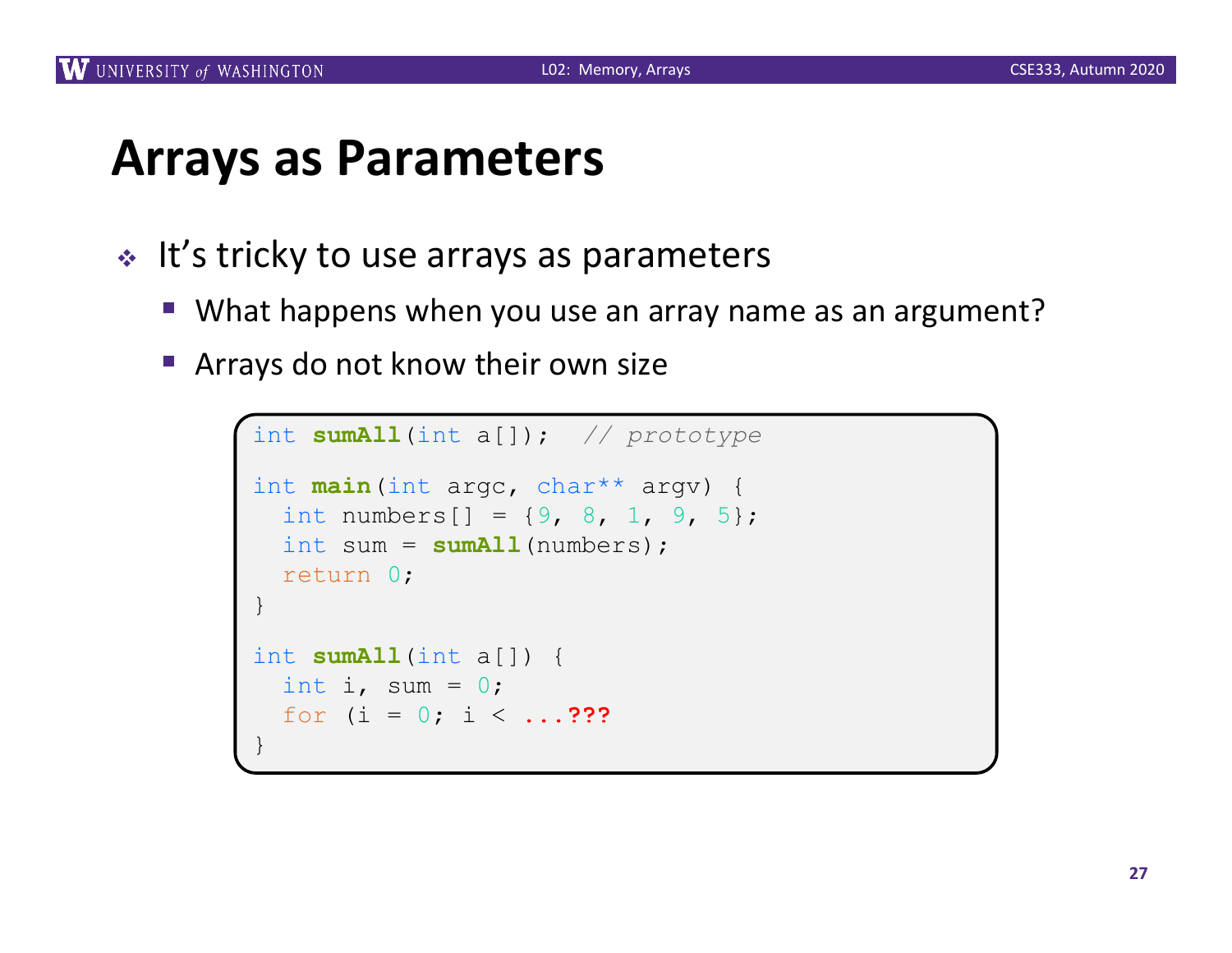# Arrays as Parameters

- It's tricky to use arrays as parameters
  - What happens when you use an array name as an argument?
  - Arrays do not know their own size

```
int sumAll(int a[]);  // prototype

int main(int argc, char** argv) {
  int numbers[] = {9, 8, 1, 9, 5};
  int sum = sumAll(numbers);
  return 0;
}

int sumAll(int a[]) {
  int i, sum = 0;
  for (i = 0; i < ...???
}
```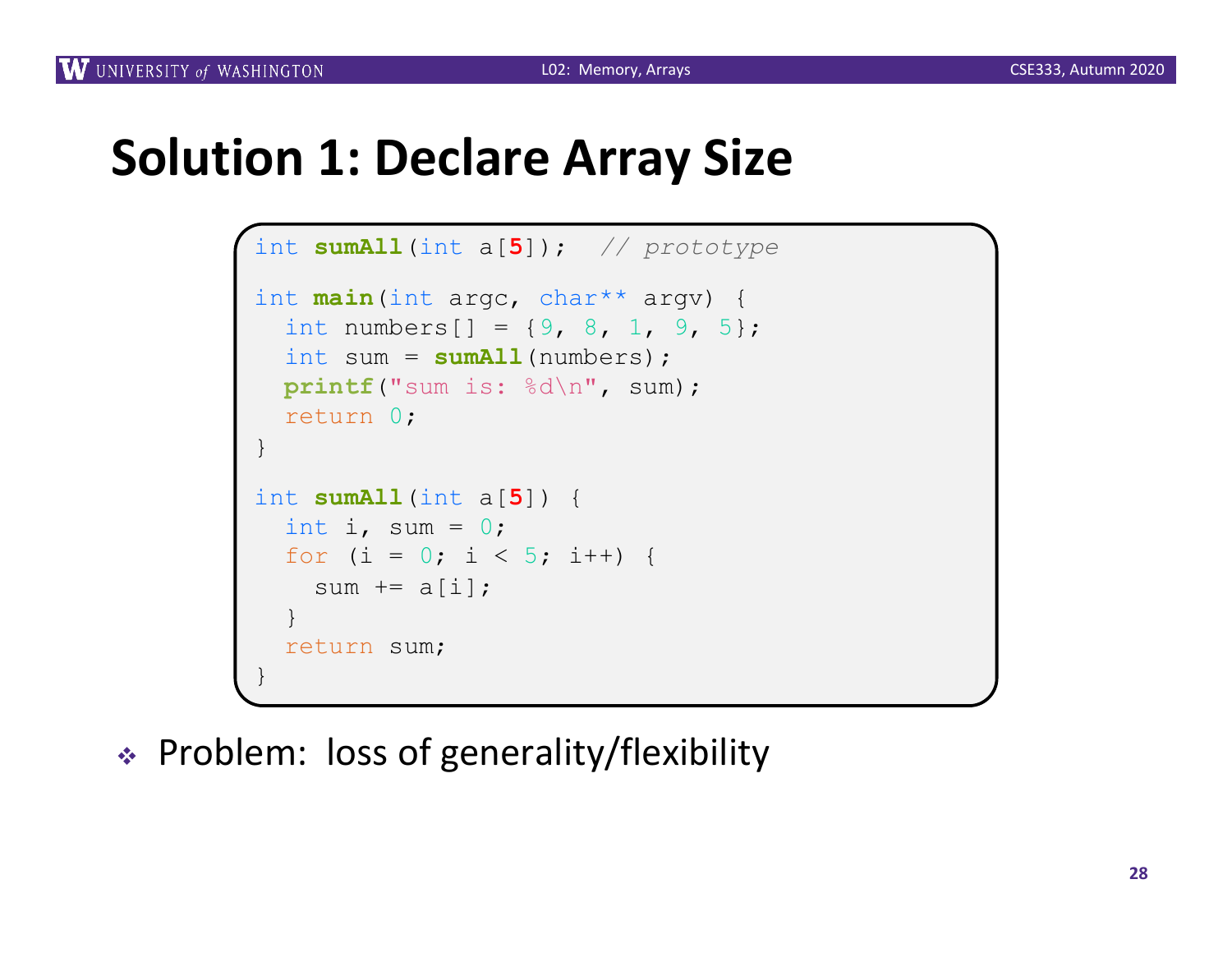# Solution 1: Declare Array Size

```c
int sumAll(int a[5]);  // prototype

int main(int argc, char** argv) {
  int numbers[] = {9, 8, 1, 9, 5};
  int sum = sumAll(numbers);
  printf("sum is: %d\n", sum);
  return 0;
}

int sumAll(int a[5]) {
  int i, sum = 0;
  for (i = 0; i < 5; i++) {
    sum += a[i];
  }
  return sum;
}
```

- Problem: loss of generality/flexibility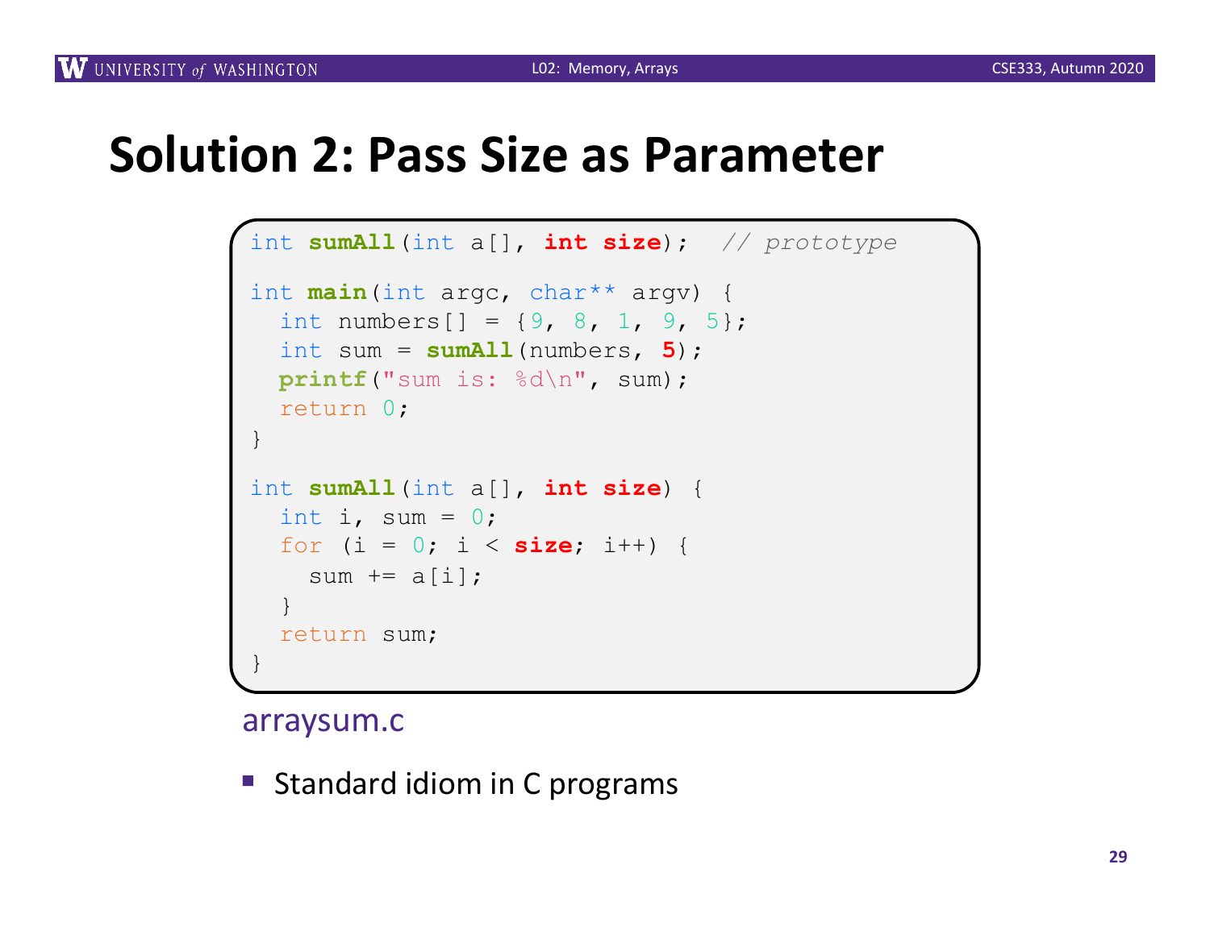# Solution 2: Pass Size as Parameter

```c
int sumAll(int a[], int size);  // prototype

int main(int argc, char** argv) {
  int numbers[] = {9, 8, 1, 9, 5};
  int sum = sumAll(numbers, 5);
  printf("sum is: %d\n", sum);
  return 0;
}

int sumAll(int a[], int size) {
  int i, sum = 0;
  for (i = 0; i < size; i++) {
    sum += a[i];
  }
  return sum;
}
```

arraysum.c

- Standard idiom in C programs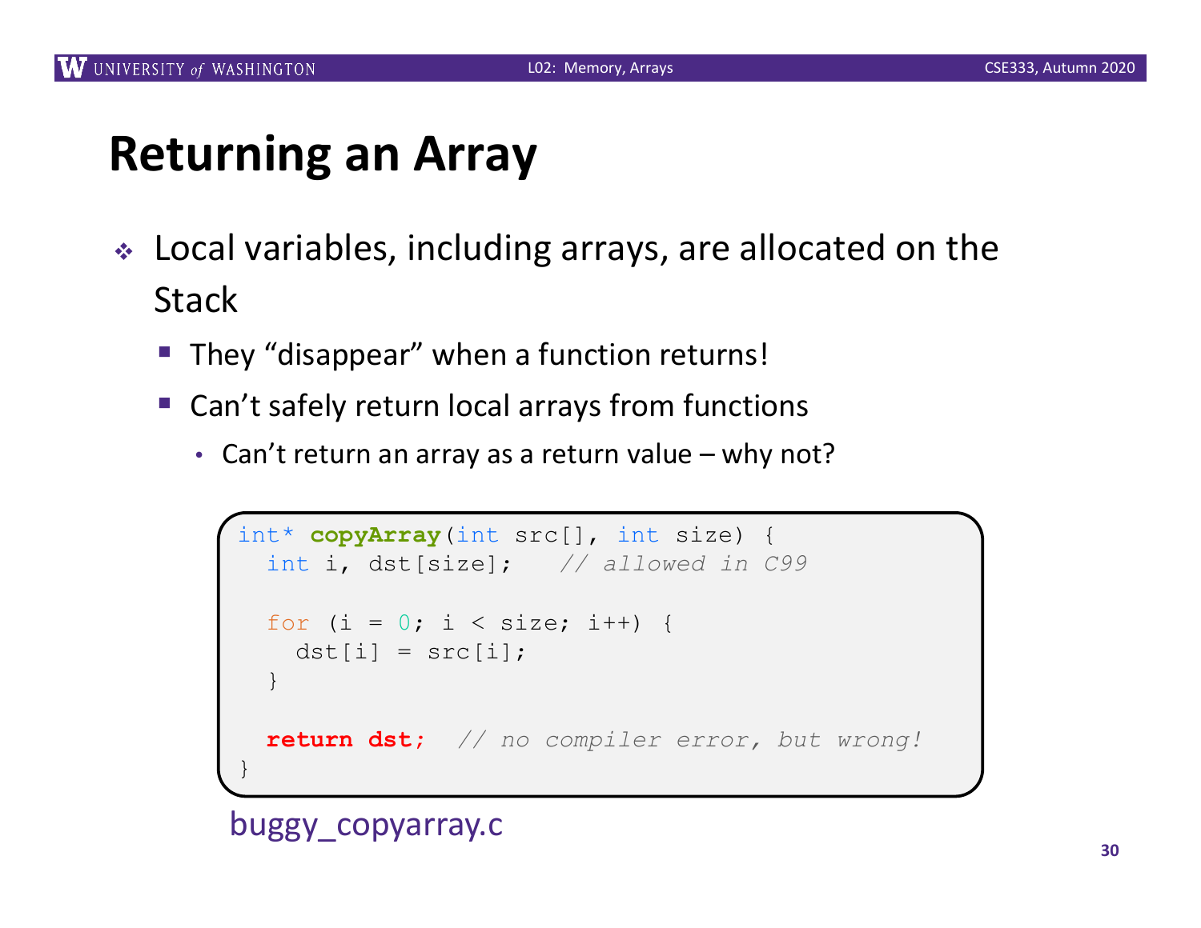# Returning an Array

- Local variables, including arrays, are allocated on the Stack
  - They “disappear” when a function returns!
  - Can’t safely return local arrays from functions
    - Can’t return an array as a return value – why not?

```
int* copyArray(int src[], int size) {
  int i, dst[size];    // allowed in C99

  for (i = 0; i < size; i++) {
    dst[i] = src[i];
  }

  return dst;  // no compiler error, but wrong!
}
```

buggy_copyarray.c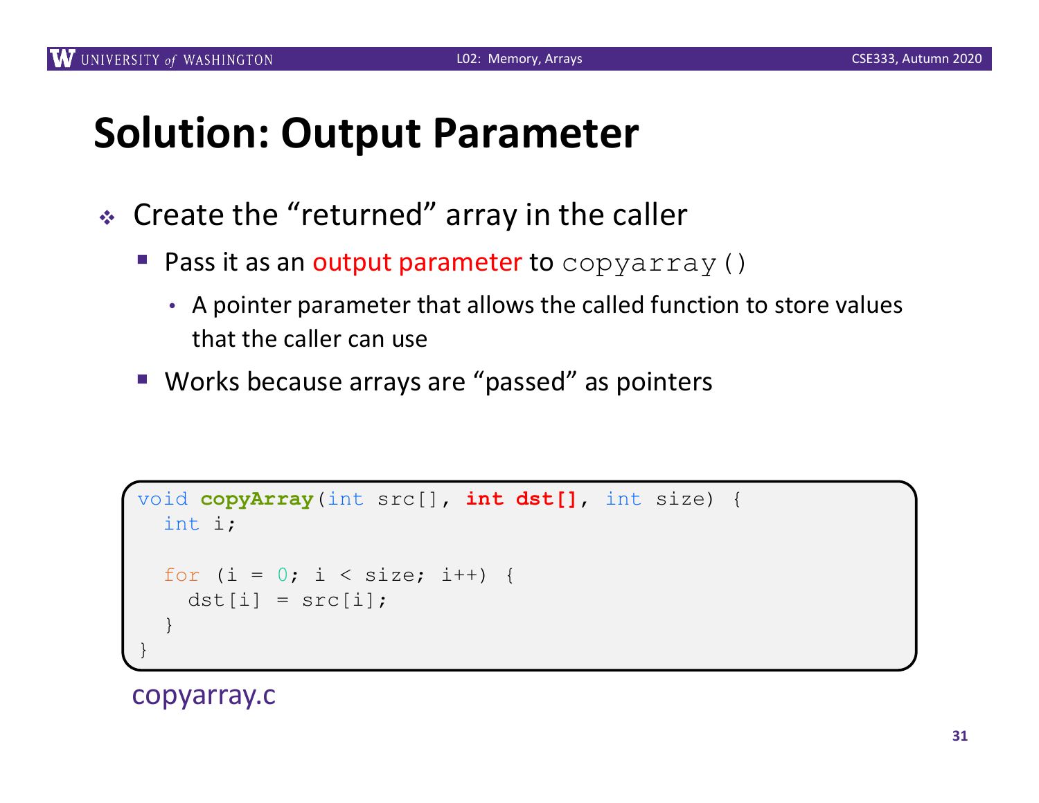# Solution: Output Parameter

- Create the "returned" array in the caller
  - Pass it as an output parameter to `copyarray()`
    - A pointer parameter that allows the called function to store values that the caller can use
  - Works because arrays are "passed" as pointers

```c
void copyArray(int src[], int dst[], int size) {
  int i;

  for (i = 0; i < size; i++) {
    dst[i] = src[i];
  }
}
```

copyarray.c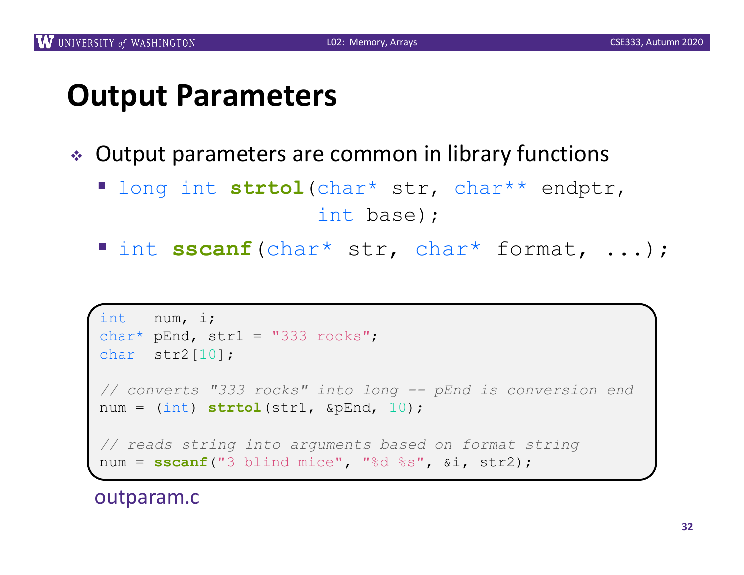# Output Parameters

- Output parameters are common in library functions
  - `long int strtol(char* str, char** endptr, int base);`
  - `int sscanf(char* str, char* format, ...);`

```c
int   num, i;
char* pEnd, str1 = "333 rocks";
char  str2[10];

// converts "333 rocks" into long -- pEnd is conversion end
num = (int) strtol(str1, &pEnd, 10);

// reads string into arguments based on format string
num = sscanf("3 blind mice", "%d %s", &i, str2);
```

outparam.c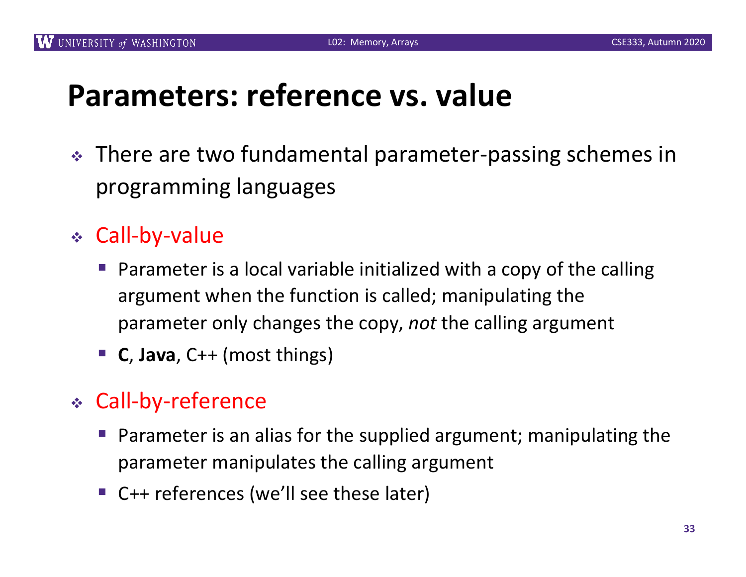# Parameters: reference vs. value

- There are two fundamental parameter-passing schemes in programming languages

- Call-by-value
  - Parameter is a local variable initialized with a copy of the calling argument when the function is called; manipulating the parameter only changes the copy, *not* the calling argument
  - **C**, **Java**, C++ (most things)

- Call-by-reference
  - Parameter is an alias for the supplied argument; manipulating the parameter manipulates the calling argument
  - C++ references (we'll see these later)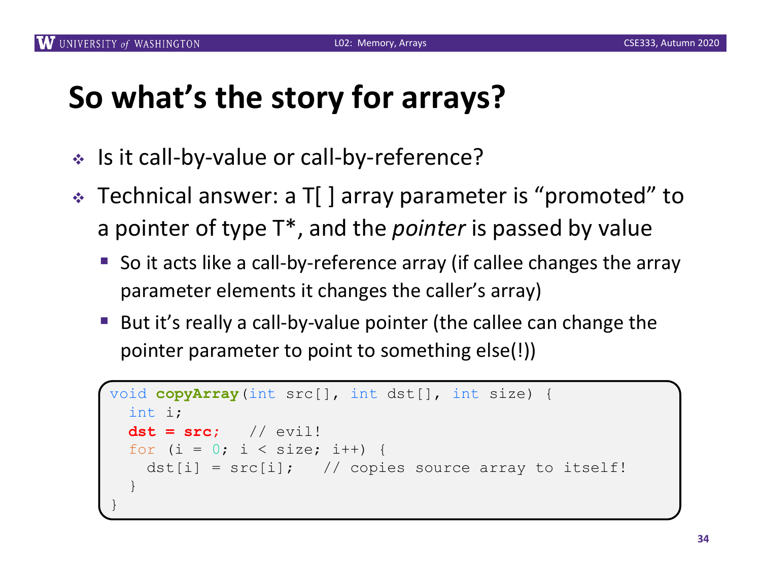# So what's the story for arrays?

- Is it call-by-value or call-by-reference?
- Technical answer: a T[ ] array parameter is "promoted" to a pointer of type T*, and the *pointer* is passed by value
  - So it acts like a call-by-reference array (if callee changes the array parameter elements it changes the caller's array)
  - But it's really a call-by-value pointer (the callee can change the pointer parameter to point to something else(!))

```
void copyArray(int src[], int dst[], int size) {
  int i;
  dst = src;   // evil!
  for (i = 0; i < size; i++) {
    dst[i] = src[i];   // copies source array to itself!
  }
}
```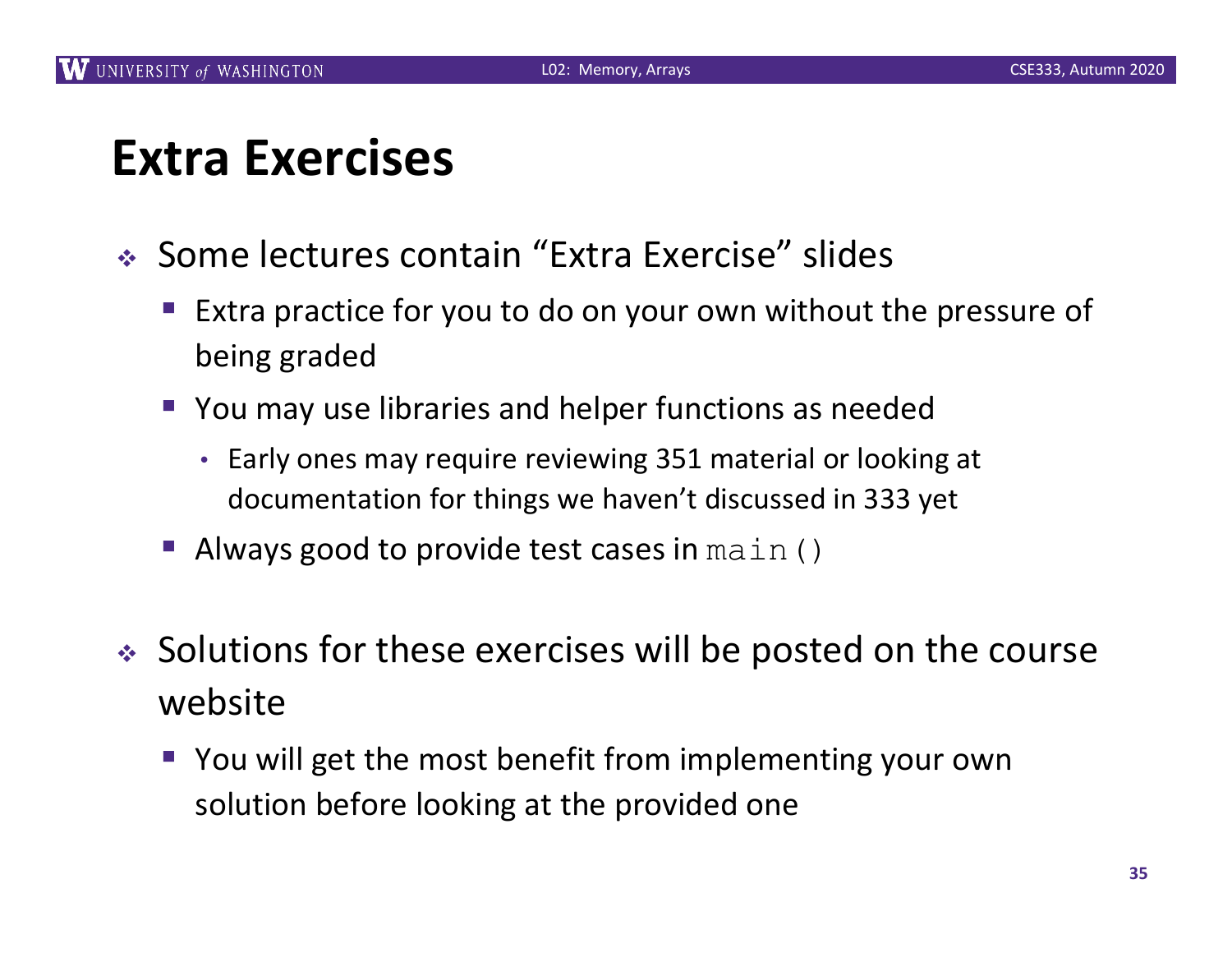# Extra Exercises

- Some lectures contain "Extra Exercise" slides
  - Extra practice for you to do on your own without the pressure of being graded
  - You may use libraries and helper functions as needed
    - Early ones may require reviewing 351 material or looking at documentation for things we haven't discussed in 333 yet
  - Always good to provide test cases in `main()`

- Solutions for these exercises will be posted on the course website
  - You will get the most benefit from implementing your own solution before looking at the provided one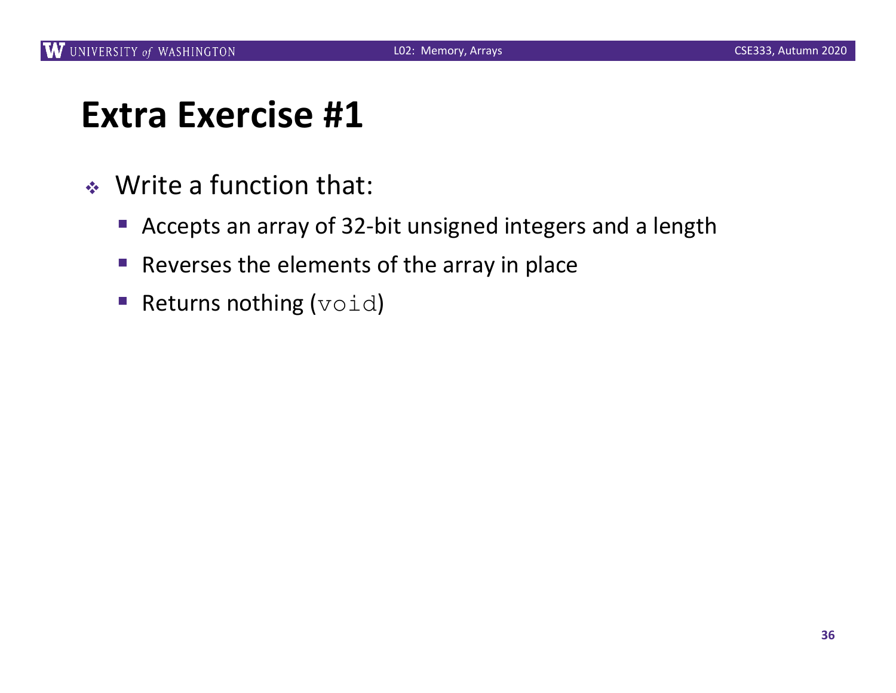# Extra Exercise #1

- Write a function that:
  - Accepts an array of 32-bit unsigned integers and a length
  - Reverses the elements of the array in place
  - Returns nothing (`void`)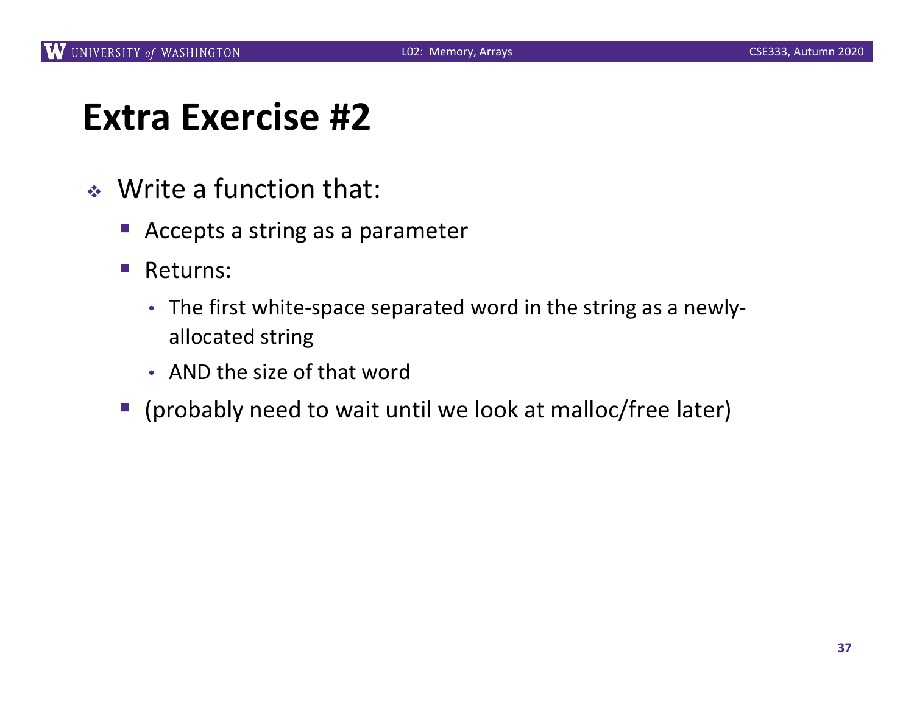# Extra Exercise #2

- Write a function that:
  - Accepts a string as a parameter
  - Returns:
    - The first white-space separated word in the string as a newly-allocated string
    - AND the size of that word
  - (probably need to wait until we look at malloc/free later)